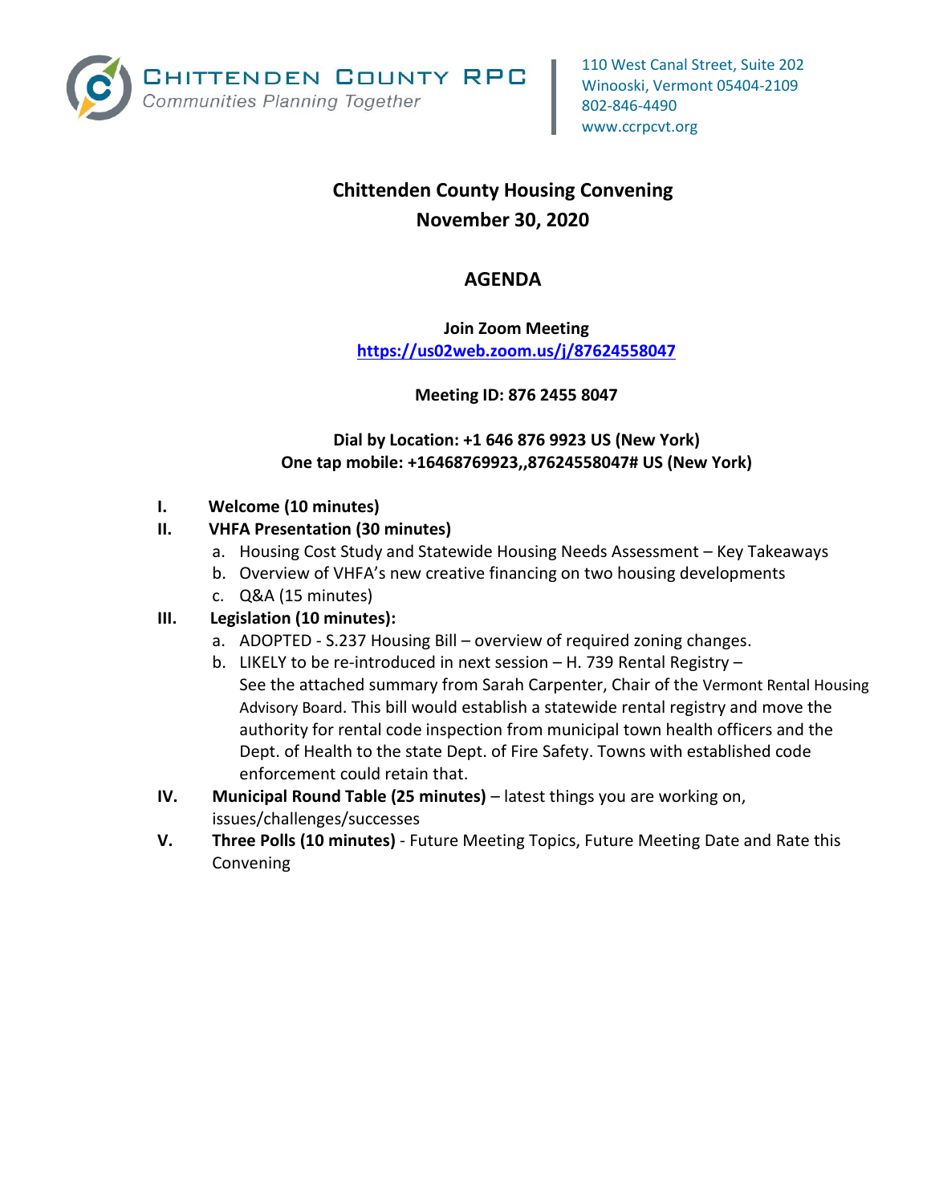CHITTENDEN COUNTY RPC
Communities Planning Together

110 West Canal Street, Suite 202
Winooski, Vermont 05404-2109
802-846-4490
www.ccrpcvt.org

# Chittenden County Housing Convening
## November 30, 2020

## AGENDA

**Join Zoom Meeting**
**https://us02web.zoom.us/j/87624558047**

**Meeting ID: 876 2455 8047**

**Dial by Location: +1 646 876 9923 US (New York)**
**One tap mobile: +16468769923,,87624558047# US (New York)**

I. **Welcome (10 minutes)**

II. **VHFA Presentation (30 minutes)**
   a. Housing Cost Study and Statewide Housing Needs Assessment – Key Takeaways
   b. Overview of VHFA's new creative financing on two housing developments
   c. Q&A (15 minutes)

III. **Legislation (10 minutes):**
   a. ADOPTED - S.237 Housing Bill – overview of required zoning changes.
   b. LIKELY to be re-introduced in next session – H. 739 Rental Registry – See the attached summary from Sarah Carpenter, Chair of the Vermont Rental Housing Advisory Board. This bill would establish a statewide rental registry and move the authority for rental code inspection from municipal town health officers and the Dept. of Health to the state Dept. of Fire Safety. Towns with established code enforcement could retain that.

IV. **Municipal Round Table (25 minutes)** – latest things you are working on, issues/challenges/successes

V. **Three Polls (10 minutes)** - Future Meeting Topics, Future Meeting Date and Rate this Convening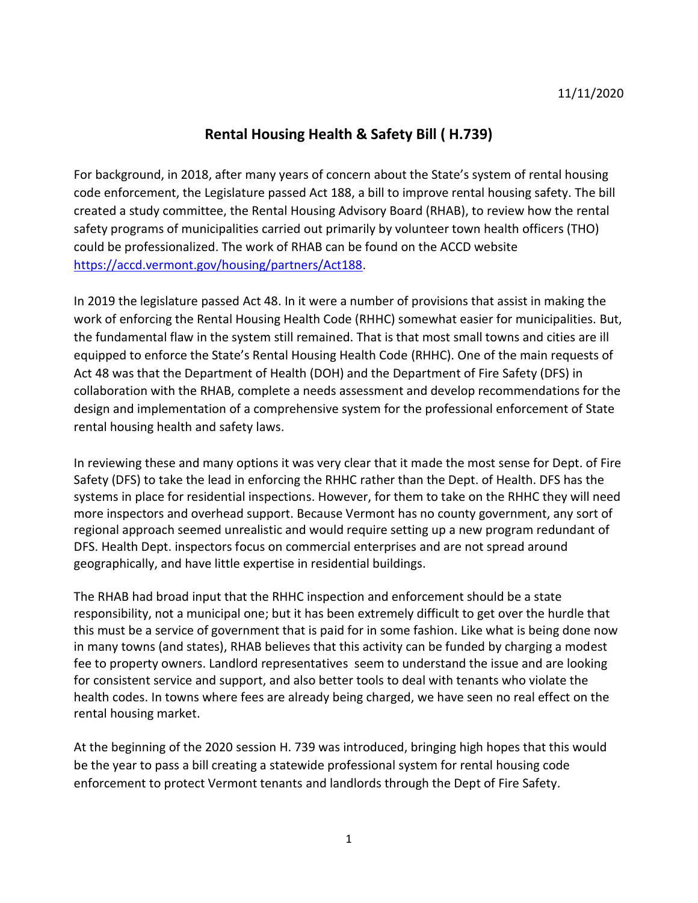11/11/2020

# Rental Housing Health & Safety Bill ( H.739)

For background, in 2018, after many years of concern about the State's system of rental housing code enforcement, the Legislature passed Act 188, a bill to improve rental housing safety. The bill created a study committee, the Rental Housing Advisory Board (RHAB), to review how the rental safety programs of municipalities carried out primarily by volunteer town health officers (THO) could be professionalized. The work of RHAB can be found on the ACCD website [https://accd.vermont.gov/housing/partners/Act188](https://accd.vermont.gov/housing/partners/Act188).

In 2019 the legislature passed Act 48. In it were a number of provisions that assist in making the work of enforcing the Rental Housing Health Code (RHHC) somewhat easier for municipalities. But, the fundamental flaw in the system still remained. That is that most small towns and cities are ill equipped to enforce the State's Rental Housing Health Code (RHHC). One of the main requests of Act 48 was that the Department of Health (DOH) and the Department of Fire Safety (DFS) in collaboration with the RHAB, complete a needs assessment and develop recommendations for the design and implementation of a comprehensive system for the professional enforcement of State rental housing health and safety laws.

In reviewing these and many options it was very clear that it made the most sense for Dept. of Fire Safety (DFS) to take the lead in enforcing the RHHC rather than the Dept. of Health. DFS has the systems in place for residential inspections. However, for them to take on the RHHC they will need more inspectors and overhead support. Because Vermont has no county government, any sort of regional approach seemed unrealistic and would require setting up a new program redundant of DFS. Health Dept. inspectors focus on commercial enterprises and are not spread around geographically, and have little expertise in residential buildings.

The RHAB had broad input that the RHHC inspection and enforcement should be a state responsibility, not a municipal one; but it has been extremely difficult to get over the hurdle that this must be a service of government that is paid for in some fashion. Like what is being done now in many towns (and states), RHAB believes that this activity can be funded by charging a modest fee to property owners. Landlord representatives seem to understand the issue and are looking for consistent service and support, and also better tools to deal with tenants who violate the health codes. In towns where fees are already being charged, we have seen no real effect on the rental housing market.

At the beginning of the 2020 session H. 739 was introduced, bringing high hopes that this would be the year to pass a bill creating a statewide professional system for rental housing code enforcement to protect Vermont tenants and landlords through the Dept of Fire Safety.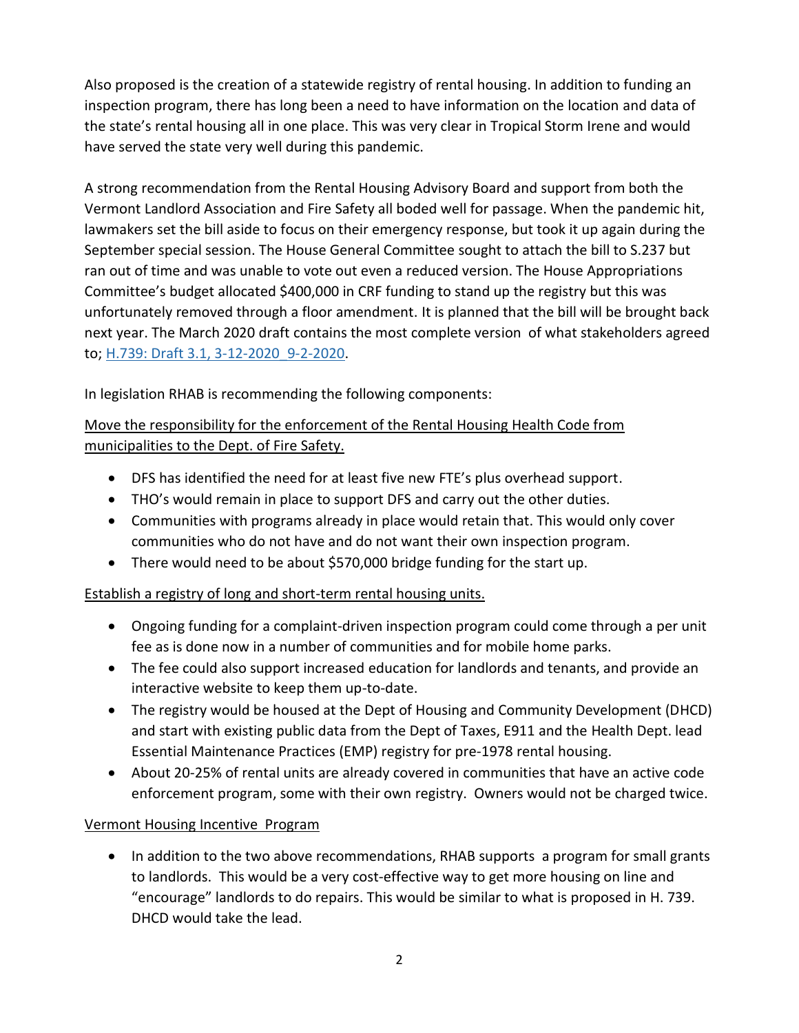Also proposed is the creation of a statewide registry of rental housing. In addition to funding an inspection program, there has long been a need to have information on the location and data of the state's rental housing all in one place. This was very clear in Tropical Storm Irene and would have served the state very well during this pandemic.

A strong recommendation from the Rental Housing Advisory Board and support from both the Vermont Landlord Association and Fire Safety all boded well for passage. When the pandemic hit, lawmakers set the bill aside to focus on their emergency response, but took it up again during the September special session. The House General Committee sought to attach the bill to S.237 but ran out of time and was unable to vote out even a reduced version. The House Appropriations Committee's budget allocated $400,000 in CRF funding to stand up the registry but this was unfortunately removed through a floor amendment. It is planned that the bill will be brought back next year. The March 2020 draft contains the most complete version of what stakeholders agreed to; H.739: Draft 3.1, 3-12-2020_9-2-2020.

In legislation RHAB is recommending the following components:

<u>Move the responsibility for the enforcement of the Rental Housing Health Code from municipalities to the Dept. of Fire Safety.</u>

- DFS has identified the need for at least five new FTE's plus overhead support.
- THO's would remain in place to support DFS and carry out the other duties.
- Communities with programs already in place would retain that. This would only cover communities who do not have and do not want their own inspection program.
- There would need to be about $570,000 bridge funding for the start up.

<u>Establish a registry of long and short-term rental housing units.</u>

- Ongoing funding for a complaint-driven inspection program could come through a per unit fee as is done now in a number of communities and for mobile home parks.
- The fee could also support increased education for landlords and tenants, and provide an interactive website to keep them up-to-date.
- The registry would be housed at the Dept of Housing and Community Development (DHCD) and start with existing public data from the Dept of Taxes, E911 and the Health Dept. lead Essential Maintenance Practices (EMP) registry for pre-1978 rental housing.
- About 20-25% of rental units are already covered in communities that have an active code enforcement program, some with their own registry. Owners would not be charged twice.

<u>Vermont Housing Incentive Program</u>

- In addition to the two above recommendations, RHAB supports a program for small grants to landlords. This would be a very cost-effective way to get more housing on line and "encourage" landlords to do repairs. This would be similar to what is proposed in H. 739. DHCD would take the lead.